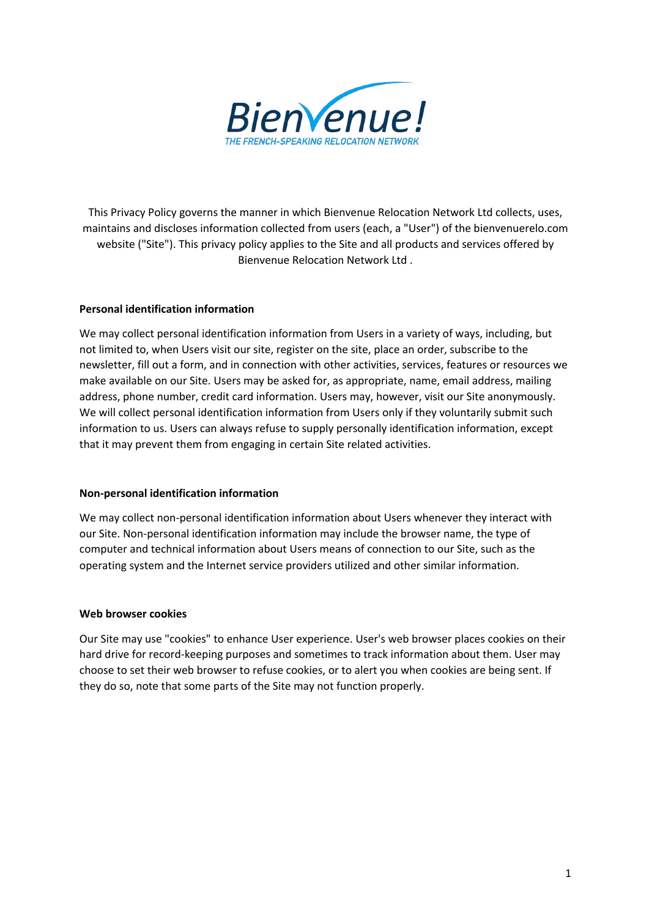Bienvenue!

THE FRENCH-SPEAKING RELOCATION NETWORK

This Privacy Policy governs the manner in which Bienvenue Relocation Network Ltd collects, uses, maintains and discloses information collected from users (each, a "User") of the bienvenuerelo.com website ("Site"). This privacy policy applies to the Site and all products and services offered by Bienvenue Relocation Network Ltd .

**Personal identification information**

We may collect personal identification information from Users in a variety of ways, including, but not limited to, when Users visit our site, register on the site, place an order, subscribe to the newsletter, fill out a form, and in connection with other activities, services, features or resources we make available on our Site. Users may be asked for, as appropriate, name, email address, mailing address, phone number, credit card information. Users may, however, visit our Site anonymously. We will collect personal identification information from Users only if they voluntarily submit such information to us. Users can always refuse to supply personally identification information, except that it may prevent them from engaging in certain Site related activities.

**Non-personal identification information**

We may collect non-personal identification information about Users whenever they interact with our Site. Non-personal identification information may include the browser name, the type of computer and technical information about Users means of connection to our Site, such as the operating system and the Internet service providers utilized and other similar information.

**Web browser cookies**

Our Site may use "cookies" to enhance User experience. User's web browser places cookies on their hard drive for record-keeping purposes and sometimes to track information about them. User may choose to set their web browser to refuse cookies, or to alert you when cookies are being sent. If they do so, note that some parts of the Site may not function properly.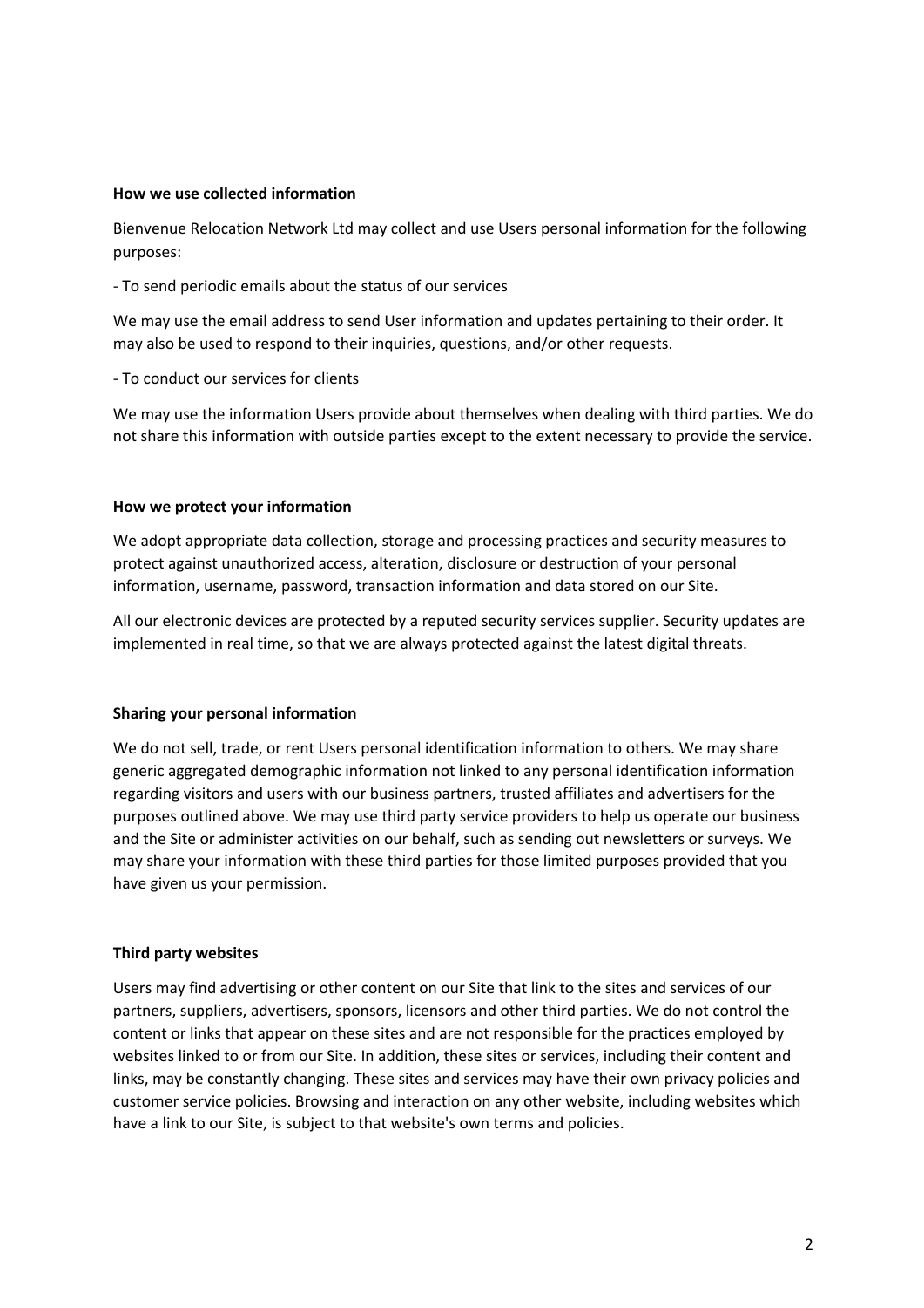**How we use collected information**

Bienvenue Relocation Network Ltd may collect and use Users personal information for the following purposes:

- To send periodic emails about the status of our services

We may use the email address to send User information and updates pertaining to their order. It may also be used to respond to their inquiries, questions, and/or other requests.

- To conduct our services for clients

We may use the information Users provide about themselves when dealing with third parties. We do not share this information with outside parties except to the extent necessary to provide the service.

**How we protect your information**

We adopt appropriate data collection, storage and processing practices and security measures to protect against unauthorized access, alteration, disclosure or destruction of your personal information, username, password, transaction information and data stored on our Site.

All our electronic devices are protected by a reputed security services supplier. Security updates are implemented in real time, so that we are always protected against the latest digital threats.

**Sharing your personal information**

We do not sell, trade, or rent Users personal identification information to others. We may share generic aggregated demographic information not linked to any personal identification information regarding visitors and users with our business partners, trusted affiliates and advertisers for the purposes outlined above. We may use third party service providers to help us operate our business and the Site or administer activities on our behalf, such as sending out newsletters or surveys. We may share your information with these third parties for those limited purposes provided that you have given us your permission.

**Third party websites**

Users may find advertising or other content on our Site that link to the sites and services of our partners, suppliers, advertisers, sponsors, licensors and other third parties. We do not control the content or links that appear on these sites and are not responsible for the practices employed by websites linked to or from our Site. In addition, these sites or services, including their content and links, may be constantly changing. These sites and services may have their own privacy policies and customer service policies. Browsing and interaction on any other website, including websites which have a link to our Site, is subject to that website's own terms and policies.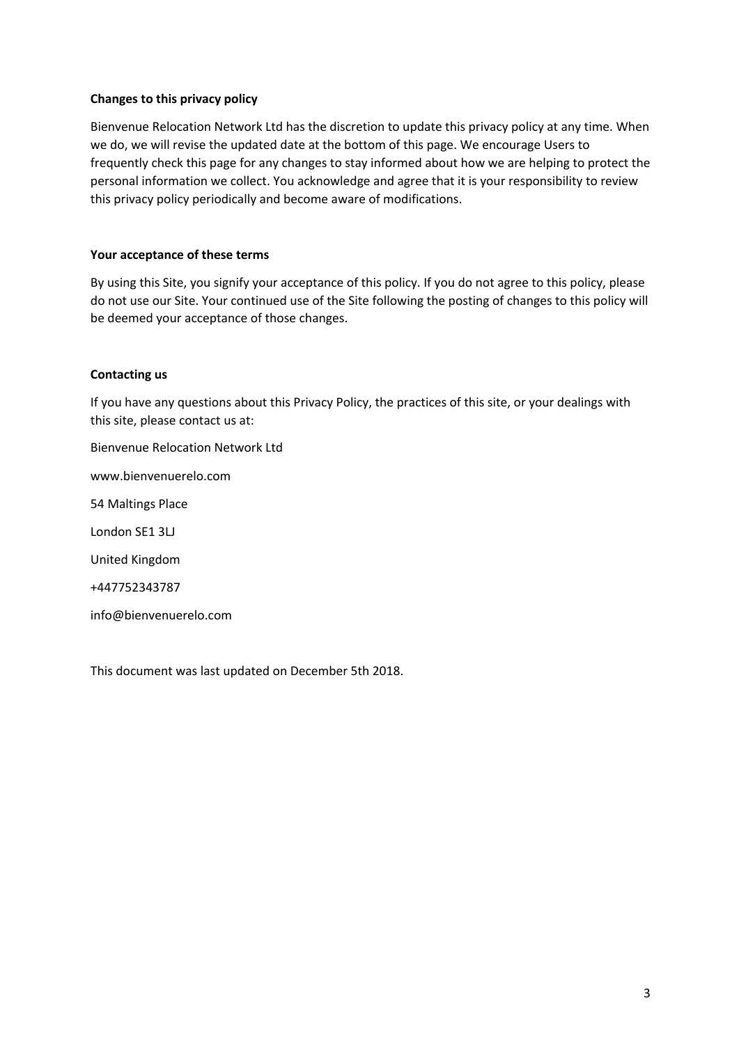**Changes to this privacy policy**

Bienvenue Relocation Network Ltd has the discretion to update this privacy policy at any time. When we do, we will revise the updated date at the bottom of this page. We encourage Users to frequently check this page for any changes to stay informed about how we are helping to protect the personal information we collect. You acknowledge and agree that it is your responsibility to review this privacy policy periodically and become aware of modifications.

**Your acceptance of these terms**

By using this Site, you signify your acceptance of this policy. If you do not agree to this policy, please do not use our Site. Your continued use of the Site following the posting of changes to this policy will be deemed your acceptance of those changes.

**Contacting us**

If you have any questions about this Privacy Policy, the practices of this site, or your dealings with this site, please contact us at:

Bienvenue Relocation Network Ltd

www.bienvenuerelo.com

54 Maltings Place

London SE1 3LJ

United Kingdom

+447752343787

info@bienvenuerelo.com

This document was last updated on December 5th 2018.